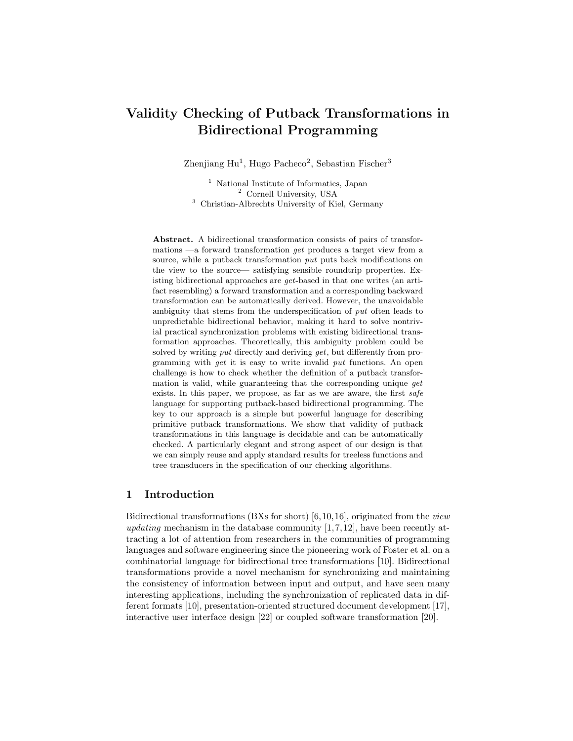# Validity Checking of Putback Transformations in Bidirectional Programming

Zhenjiang Hu[1], Hugo Pacheco[2], Sebastian Fischer[3]

[1] National Institute of Informatics, Japan
[2] Cornell University, USA
[3] Christian-Albrechts University of Kiel, Germany

**Abstract.** A bidirectional transformation consists of pairs of transformations —a forward transformation *get* produces a target view from a source, while a putback transformation *put* puts back modifications on the view to the source— satisfying sensible roundtrip properties. Existing bidirectional approaches are *get*-based in that one writes (an artifact resembling) a forward transformation and a corresponding backward transformation can be automatically derived. However, the unavoidable ambiguity that stems from the underspecification of *put* often leads to unpredictable bidirectional behavior, making it hard to solve nontrivial practical synchronization problems with existing bidirectional transformation approaches. Theoretically, this ambiguity problem could be solved by writing *put* directly and deriving *get*, but differently from programming with *get* it is easy to write invalid *put* functions. An open challenge is how to check whether the definition of a putback transformation is valid, while guaranteeing that the corresponding unique *get* exists. In this paper, we propose, as far as we are aware, the first *safe* language for supporting putback-based bidirectional programming. The key to our approach is a simple but powerful language for describing primitive putback transformations. We show that validity of putback transformations in this language is decidable and can be automatically checked. A particularly elegant and strong aspect of our design is that we can simply reuse and apply standard results for treeless functions and tree transducers in the specification of our checking algorithms.

## 1 Introduction

Bidirectional transformations (BXs for short) [6,10,16], originated from the *view updating* mechanism in the database community [1,7,12], have been recently attracting a lot of attention from researchers in the communities of programming languages and software engineering since the pioneering work of Foster et al. on a combinatorial language for bidirectional tree transformations [10]. Bidirectional transformations provide a novel mechanism for synchronizing and maintaining the consistency of information between input and output, and have seen many interesting applications, including the synchronization of replicated data in different formats [10], presentation-oriented structured document development [17], interactive user interface design [22] or coupled software transformation [20].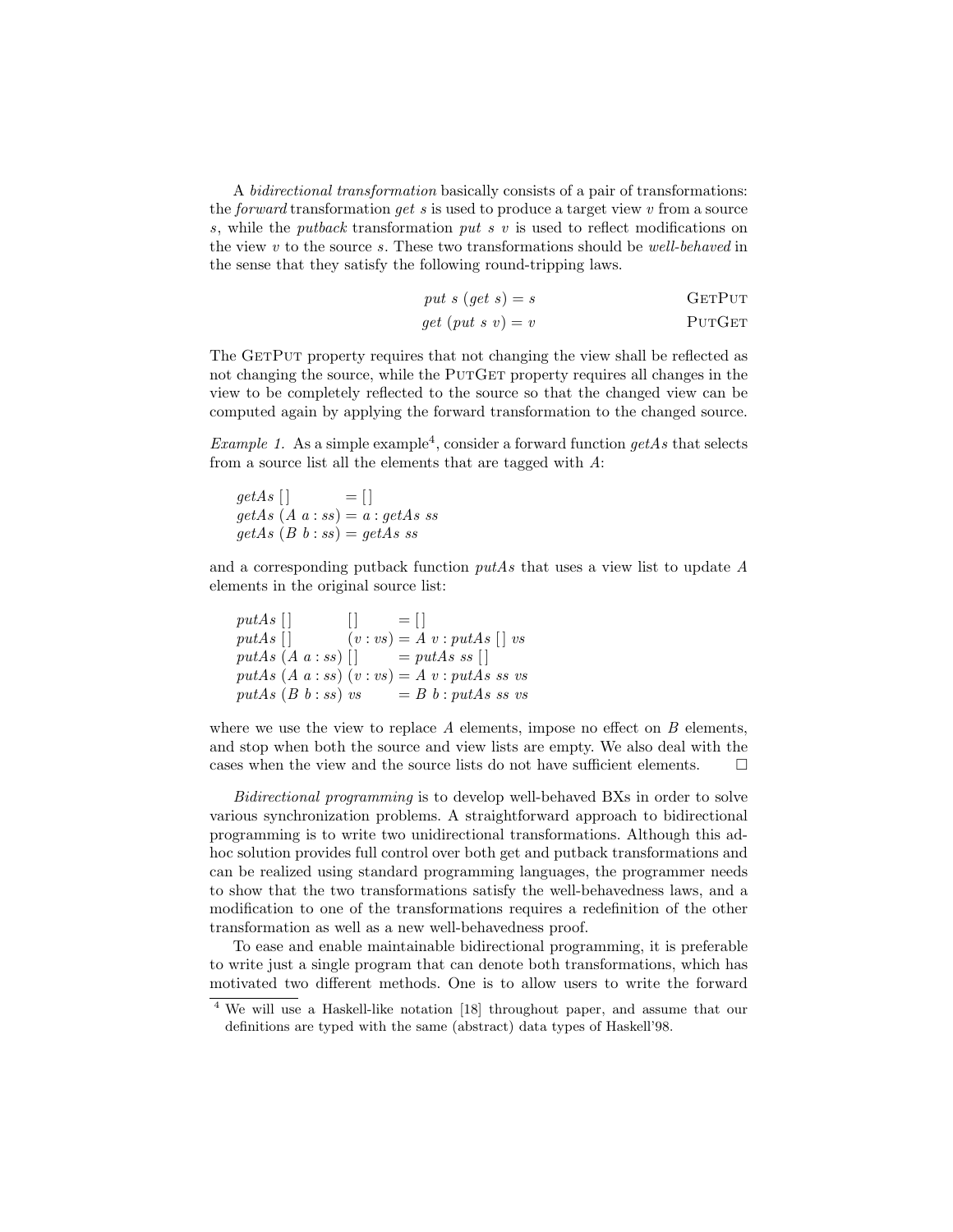A *bidirectional transformation* basically consists of a pair of transformations: the *forward* transformation $get\ s$ is used to produce a target view $v$ from a source $s$, while the *putback* transformation $put\ s\ v$ is used to reflect modifications on the view $v$ to the source $s$. These two transformations should be *well-behaved* in the sense that they satisfy the following round-tripping laws.

$$put\ s\ (get\ s) = s \qquad \textsc{GetPut}$$

$$get\ (put\ s\ v) = v \qquad \textsc{PutGet}$$

The GetPut property requires that not changing the view shall be reflected as not changing the source, while the PutGet property requires all changes in the view to be completely reflected to the source so that the changed view can be computed again by applying the forward transformation to the changed source.

*Example 1.* As a simple example[4], consider a forward function *getAs* that selects from a source list all the elements that are tagged with $A$:

```
getAs []         = []
getAs (A a : ss) = a : getAs ss
getAs (B b : ss) = getAs ss
```

and a corresponding putback function *putAs* that uses a view list to update $A$ elements in the original source list:

```
putAs []         []       = []
putAs []         (v : vs) = A v : putAs [] vs
putAs (A a : ss) []       = putAs ss []
putAs (A a : ss) (v : vs) = A v : putAs ss vs
putAs (B b : ss) vs       = B b : putAs ss vs
```

where we use the view to replace $A$ elements, impose no effect on $B$ elements, and stop when both the source and view lists are empty. We also deal with the cases when the view and the source lists do not have sufficient elements. □

*Bidirectional programming* is to develop well-behaved BXs in order to solve various synchronization problems. A straightforward approach to bidirectional programming is to write two unidirectional transformations. Although this ad-hoc solution provides full control over both get and putback transformations and can be realized using standard programming languages, the programmer needs to show that the two transformations satisfy the well-behavedness laws, and a modification to one of the transformations requires a redefinition of the other transformation as well as a new well-behavedness proof.

To ease and enable maintainable bidirectional programming, it is preferable to write just a single program that can denote both transformations, which has motivated two different methods. One is to allow users to write the forward

[4] We will use a Haskell-like notation [18] throughout paper, and assume that our definitions are typed with the same (abstract) data types of Haskell'98.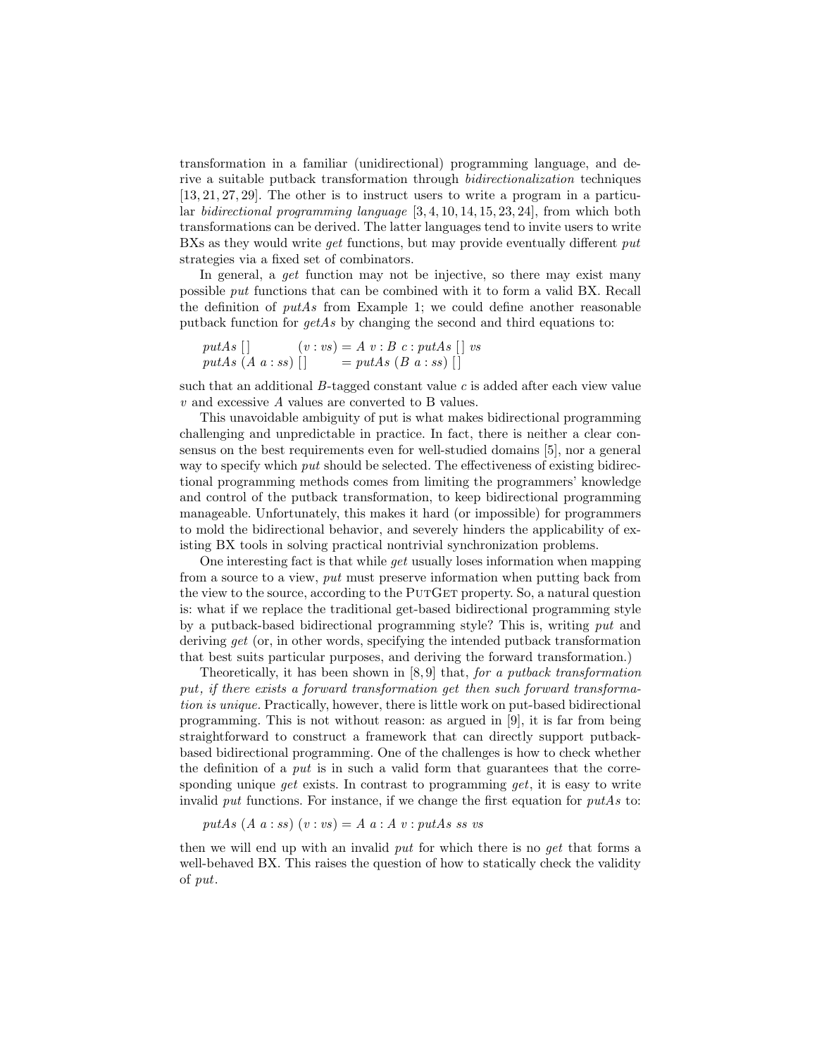transformation in a familiar (unidirectional) programming language, and derive a suitable putback transformation through *bidirectionalization* techniques [13, 21, 27, 29]. The other is to instruct users to write a program in a particular *bidirectional programming language* [3, 4, 10, 14, 15, 23, 24], from which both transformations can be derived. The latter languages tend to invite users to write BXs as they would write *get* functions, but may provide eventually different *put* strategies via a fixed set of combinators.

In general, a *get* function may not be injective, so there may exist many possible *put* functions that can be combined with it to form a valid BX. Recall the definition of *putAs* from Example 1; we could define another reasonable putback function for *getAs* by changing the second and third equations to:

```
putAs []         (v : vs) = A v : B c : putAs [] vs
putAs (A a : ss) []       = putAs (B a : ss) []
```

such that an additional *B*-tagged constant value *c* is added after each view value *v* and excessive *A* values are converted to B values.

This unavoidable ambiguity of put is what makes bidirectional programming challenging and unpredictable in practice. In fact, there is neither a clear consensus on the best requirements even for well-studied domains [5], nor a general way to specify which *put* should be selected. The effectiveness of existing bidirectional programming methods comes from limiting the programmers' knowledge and control of the putback transformation, to keep bidirectional programming manageable. Unfortunately, this makes it hard (or impossible) for programmers to mold the bidirectional behavior, and severely hinders the applicability of existing BX tools in solving practical nontrivial synchronization problems.

One interesting fact is that while *get* usually loses information when mapping from a source to a view, *put* must preserve information when putting back from the view to the source, according to the PutGet property. So, a natural question is: what if we replace the traditional get-based bidirectional programming style by a putback-based bidirectional programming style? This is, writing *put* and deriving *get* (or, in other words, specifying the intended putback transformation that best suits particular purposes, and deriving the forward transformation.)

Theoretically, it has been shown in [8, 9] that, *for a putback transformation put, if there exists a forward transformation get then such forward transformation is unique.* Practically, however, there is little work on put-based bidirectional programming. This is not without reason: as argued in [9], it is far from being straightforward to construct a framework that can directly support putback-based bidirectional programming. One of the challenges is how to check whether the definition of a *put* is in such a valid form that guarantees that the corresponding unique *get* exists. In contrast to programming *get*, it is easy to write invalid *put* functions. For instance, if we change the first equation for *putAs* to:

```
putAs (A a : ss) (v : vs) = A a : A v : putAs ss vs
```

then we will end up with an invalid *put* for which there is no *get* that forms a well-behaved BX. This raises the question of how to statically check the validity of *put*.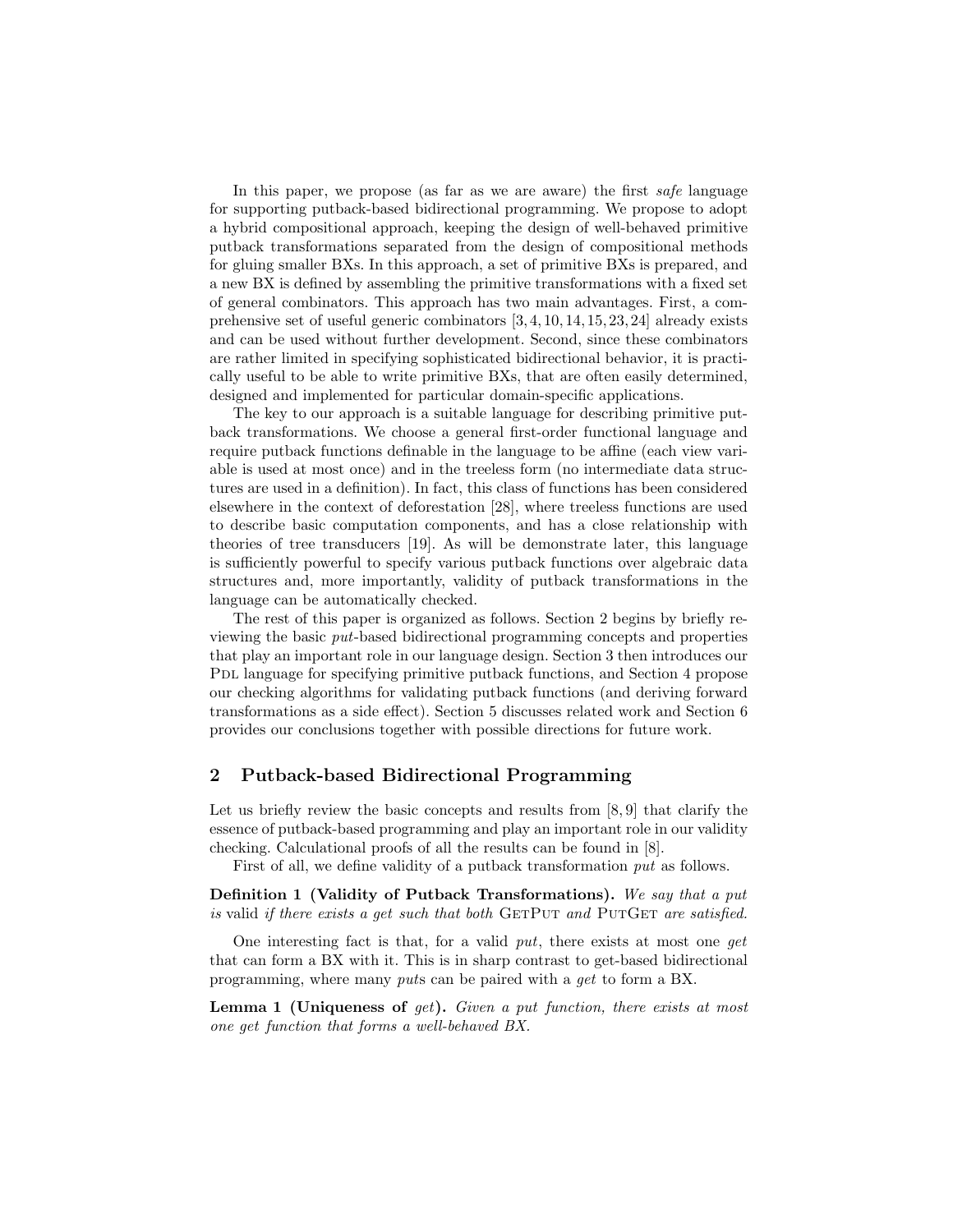In this paper, we propose (as far as we are aware) the first *safe* language for supporting putback-based bidirectional programming. We propose to adopt a hybrid compositional approach, keeping the design of well-behaved primitive putback transformations separated from the design of compositional methods for gluing smaller BXs. In this approach, a set of primitive BXs is prepared, and a new BX is defined by assembling the primitive transformations with a fixed set of general combinators. This approach has two main advantages. First, a comprehensive set of useful generic combinators [3, 4, 10, 14, 15, 23, 24] already exists and can be used without further development. Second, since these combinators are rather limited in specifying sophisticated bidirectional behavior, it is practically useful to be able to write primitive BXs, that are often easily determined, designed and implemented for particular domain-specific applications.

The key to our approach is a suitable language for describing primitive putback transformations. We choose a general first-order functional language and require putback functions definable in the language to be affine (each view variable is used at most once) and in the treeless form (no intermediate data structures are used in a definition). In fact, this class of functions has been considered elsewhere in the context of deforestation [28], where treeless functions are used to describe basic computation components, and has a close relationship with theories of tree transducers [19]. As will be demonstrate later, this language is sufficiently powerful to specify various putback functions over algebraic data structures and, more importantly, validity of putback transformations in the language can be automatically checked.

The rest of this paper is organized as follows. Section 2 begins by briefly reviewing the basic *put*-based bidirectional programming concepts and properties that play an important role in our language design. Section 3 then introduces our PDL language for specifying primitive putback functions, and Section 4 propose our checking algorithms for validating putback functions (and deriving forward transformations as a side effect). Section 5 discusses related work and Section 6 provides our conclusions together with possible directions for future work.

## 2 Putback-based Bidirectional Programming

Let us briefly review the basic concepts and results from [8, 9] that clarify the essence of putback-based programming and play an important role in our validity checking. Calculational proofs of all the results can be found in [8].

First of all, we define validity of a putback transformation *put* as follows.

**Definition 1 (Validity of Putback Transformations).** *We say that a put is* valid *if there exists a get such that both* GETPUT *and* PUTGET *are satisfied.*

One interesting fact is that, for a valid *put*, there exists at most one *get* that can form a BX with it. This is in sharp contrast to get-based bidirectional programming, where many *puts* can be paired with a *get* to form a BX.

**Lemma 1 (Uniqueness of *get*).** *Given a put function, there exists at most one get function that forms a well-behaved BX.*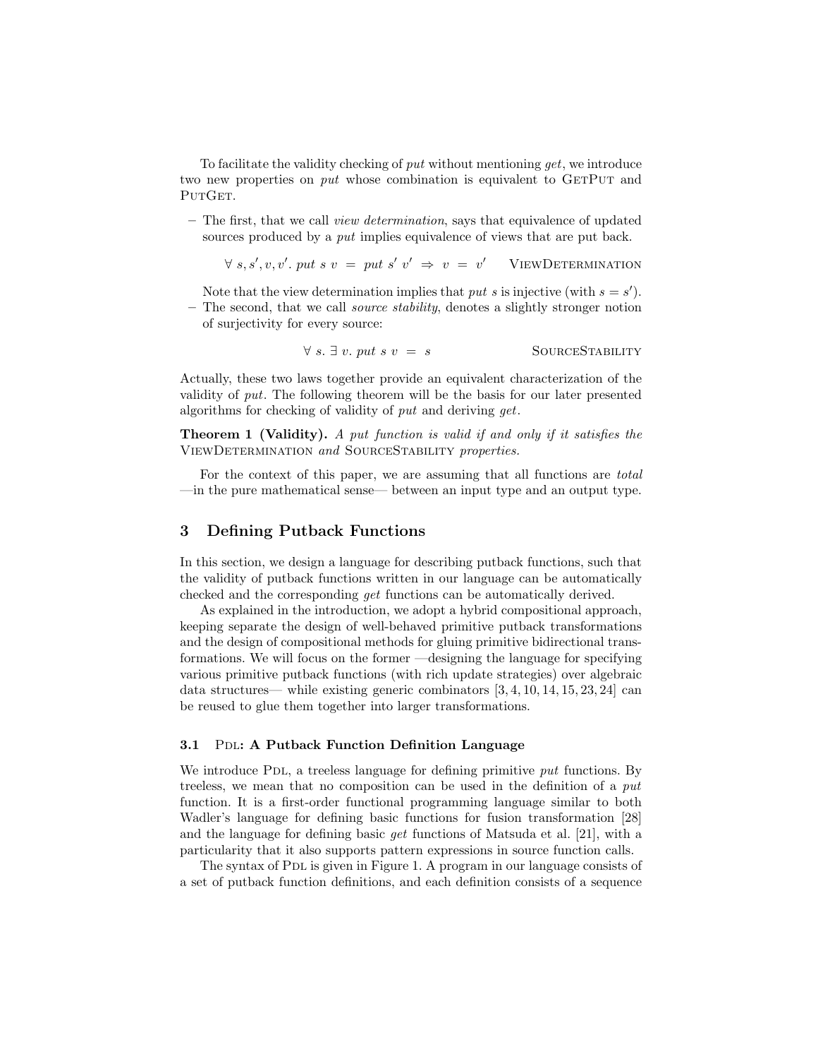To facilitate the validity checking of *put* without mentioning *get*, we introduce two new properties on *put* whose combination is equivalent to GetPut and PutGet.

- The first, that we call *view determination*, says that equivalence of updated sources produced by a *put* implies equivalence of views that are put back.

$$\forall\ s, s', v, v'.\ put\ s\ v\ =\ put\ s'\ v' \ \Rightarrow\ v\ =\ v' \qquad \text{ViewDetermination}$$

  Note that the view determination implies that *put* $s$ is injective (with $s = s'$).
- The second, that we call *source stability*, denotes a slightly stronger notion of surjectivity for every source:

$$\forall\ s.\ \exists\ v.\ put\ s\ v\ =\ s \qquad \text{SourceStability}$$

Actually, these two laws together provide an equivalent characterization of the validity of *put*. The following theorem will be the basis for our later presented algorithms for checking of validity of *put* and deriving *get*.

**Theorem 1 (Validity).** *A put function is valid if and only if it satisfies the* ViewDetermination *and* SourceStability *properties.*

For the context of this paper, we are assuming that all functions are *total* —in the pure mathematical sense— between an input type and an output type.

## 3 Defining Putback Functions

In this section, we design a language for describing putback functions, such that the validity of putback functions written in our language can be automatically checked and the corresponding *get* functions can be automatically derived.

As explained in the introduction, we adopt a hybrid compositional approach, keeping separate the design of well-behaved primitive putback transformations and the design of compositional methods for gluing primitive bidirectional transformations. We will focus on the former —designing the language for specifying various primitive putback functions (with rich update strategies) over algebraic data structures— while existing generic combinators [3, 4, 10, 14, 15, 23, 24] can be reused to glue them together into larger transformations.

### 3.1 Pdl: A Putback Function Definition Language

We introduce Pdl, a treeless language for defining primitive *put* functions. By treeless, we mean that no composition can be used in the definition of a *put* function. It is a first-order functional programming language similar to both Wadler's language for defining basic functions for fusion transformation [28] and the language for defining basic *get* functions of Matsuda et al. [21], with a particularity that it also supports pattern expressions in source function calls.

The syntax of Pdl is given in Figure 1. A program in our language consists of a set of putback function definitions, and each definition consists of a sequence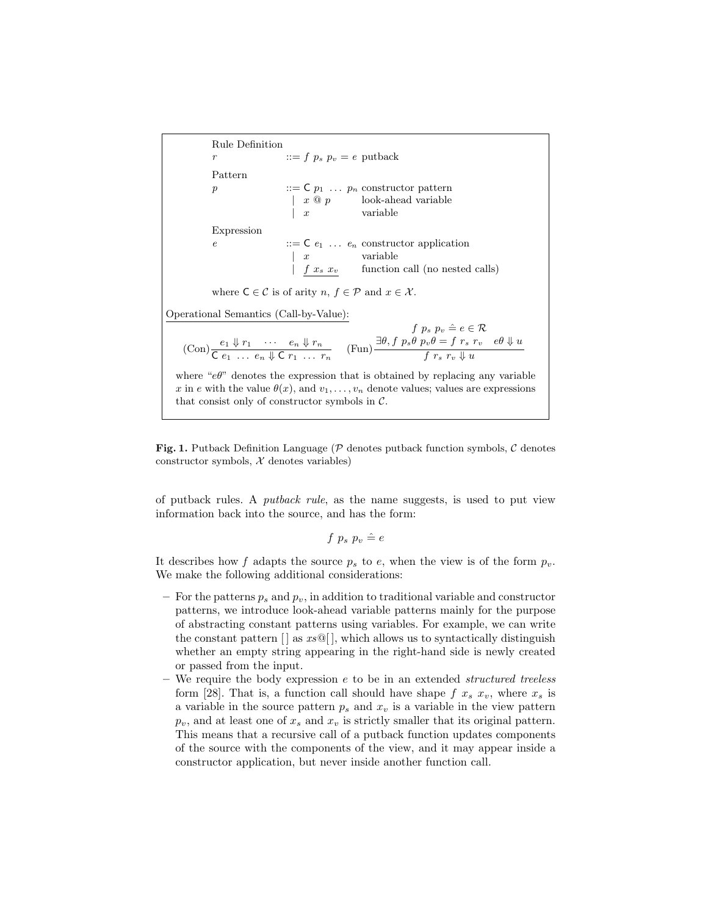Rule Definition

$r \quad ::= f\ p_s\ p_v = e$ putback

Pattern

$p \quad ::= \mathsf{C}\ p_1\ \ldots\ p_n$ constructor pattern
$\quad\quad |\ x\ @\ p$ look-ahead variable
$\quad\quad |\ x$ variable

Expression

$e \quad ::= \mathsf{C}\ e_1\ \ldots\ e_n$ constructor application
$\quad\quad |\ x$ variable
$\quad\quad |\ \underline{f\ x_s\ x_v}$ function call (no nested calls)

where $\mathsf{C} \in \mathcal{C}$ is of arity $n$, $f \in \mathcal{P}$ and $x \in \mathcal{X}$.

Operational Semantics (Call-by-Value):

$$(\text{Con})\frac{e_1 \Downarrow r_1 \quad \cdots \quad e_n \Downarrow r_n}{\mathsf{C}\ e_1\ \ldots\ e_n \Downarrow \mathsf{C}\ r_1\ \ldots\ r_n} \qquad (\text{Fun})\frac{\begin{array}{c} f\ p_s\ p_v \mathrel{\hat{=}} e \in \mathcal{R} \\ \exists \theta, f\ p_s\theta\ p_v\theta = f\ r_s\ r_v \quad e\theta \Downarrow u \end{array}}{f\ r_s\ r_v \Downarrow u}$$

where "$e\theta$" denotes the expression that is obtained by replacing any variable $x$ in $e$ with the value $\theta(x)$, and $v_1, \ldots, v_n$ denote values; values are expressions that consist only of constructor symbols in $\mathcal{C}$.

**Fig. 1.** Putback Definition Language ($\mathcal{P}$ denotes putback function symbols, $\mathcal{C}$ denotes constructor symbols, $\mathcal{X}$ denotes variables)

of putback rules. A *putback rule*, as the name suggests, is used to put view information back into the source, and has the form:

$$f\ p_s\ p_v \mathrel{\hat{=}} e$$

It describes how $f$ adapts the source $p_s$ to $e$, when the view is of the form $p_v$. We make the following additional considerations:

- For the patterns $p_s$ and $p_v$, in addition to traditional variable and constructor patterns, we introduce look-ahead variable patterns mainly for the purpose of abstracting constant patterns using variables. For example, we can write the constant pattern $[\,]$ as $xs@[\,]$, which allows us to syntactically distinguish whether an empty string appearing in the right-hand side is newly created or passed from the input.
- We require the body expression $e$ to be in an extended *structured treeless* form [28]. That is, a function call should have shape $f\ x_s\ x_v$, where $x_s$ is a variable in the source pattern $p_s$ and $x_v$ is a variable in the view pattern $p_v$, and at least one of $x_s$ and $x_v$ is strictly smaller that its original pattern. This means that a recursive call of a putback function updates components of the source with the components of the view, and it may appear inside a constructor application, but never inside another function call.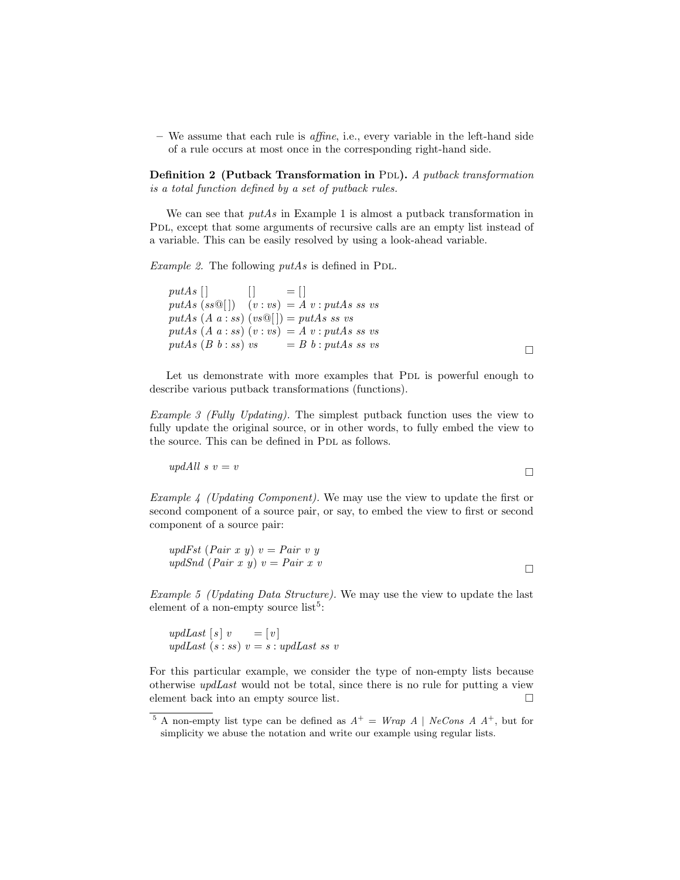– We assume that each rule is *affine*, i.e., every variable in the left-hand side of a rule occurs at most once in the corresponding right-hand side.

**Definition 2 (Putback Transformation in PDL).** *A putback transformation is a total function defined by a set of putback rules.*

We can see that *putAs* in Example 1 is almost a putback transformation in PDL, except that some arguments of recursive calls are an empty list instead of a variable. This can be easily resolved by using a look-ahead variable.

*Example 2.* The following *putAs* is defined in PDL.

$$
\begin{array}{lll}
putAs\ [\,] & [\,] & = [\,] \\
putAs\ (ss@[\,]) & (v : vs) & = A\ v : putAs\ ss\ vs \\
putAs\ (A\ a : ss) & (vs@[\,]) & = putAs\ ss\ vs \\
putAs\ (A\ a : ss) & (v : vs) & = A\ v : putAs\ ss\ vs \\
putAs\ (B\ b : ss) & vs & = B\ b : putAs\ ss\ vs
\end{array}
$$

□

Let us demonstrate with more examples that PDL is powerful enough to describe various putback transformations (functions).

*Example 3 (Fully Updating).* The simplest putback function uses the view to fully update the original source, or in other words, to fully embed the view to the source. This can be defined in PDL as follows.

$$updAll\ s\ v = v$$

□

*Example 4 (Updating Component).* We may use the view to update the first or second component of a source pair, or say, to embed the view to first or second component of a source pair:

$$
\begin{array}{l}
updFst\ (Pair\ x\ y)\ v = Pair\ v\ y \\
updSnd\ (Pair\ x\ y)\ v = Pair\ x\ v
\end{array}
$$

□

*Example 5 (Updating Data Structure).* We may use the view to update the last element of a non-empty source list[5]:

$$
\begin{array}{ll}
updLast\ [s]\ v & = [v] \\
updLast\ (s : ss)\ v & = s : updLast\ ss\ v
\end{array}
$$

For this particular example, we consider the type of non-empty lists because otherwise *updLast* would not be total, since there is no rule for putting a view element back into an empty source list. □

[5] A non-empty list type can be defined as $A^+ = Wrap\ A \mid NeCons\ A\ A^+$, but for simplicity we abuse the notation and write our example using regular lists.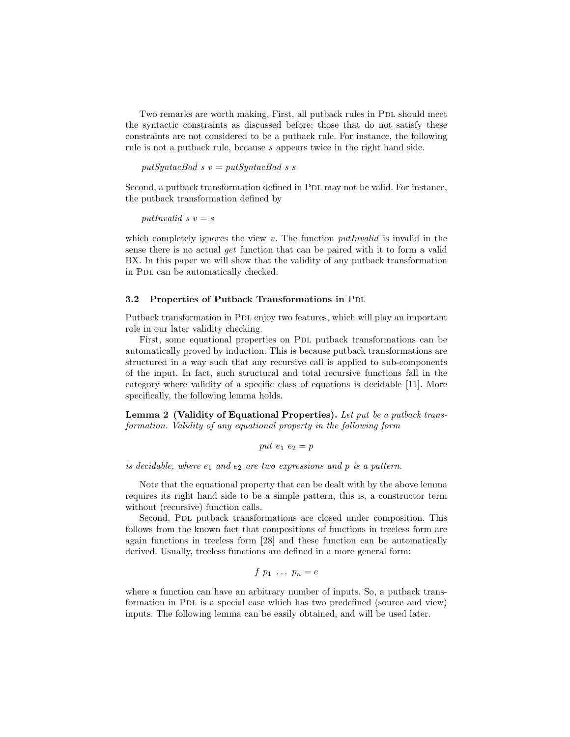Two remarks are worth making. First, all putback rules in PDL should meet the syntactic constraints as discussed before; those that do not satisfy these constraints are not considered to be a putback rule. For instance, the following rule is not a putback rule, because $s$ appears twice in the right hand side.

$$putSyntacBad\ s\ v = putSyntacBad\ s\ s$$

Second, a putback transformation defined in PDL may not be valid. For instance, the putback transformation defined by

$$putInvalid\ s\ v = s$$

which completely ignores the view $v$. The function *putInvalid* is invalid in the sense there is no actual *get* function that can be paired with it to form a valid BX. In this paper we will show that the validity of any putback transformation in PDL can be automatically checked.

### 3.2 Properties of Putback Transformations in PDL

Putback transformation in PDL enjoy two features, which will play an important role in our later validity checking.

First, some equational properties on PDL putback transformations can be automatically proved by induction. This is because putback transformations are structured in a way such that any recursive call is applied to sub-components of the input. In fact, such structural and total recursive functions fall in the category where validity of a specific class of equations is decidable [11]. More specifically, the following lemma holds.

**Lemma 2 (Validity of Equational Properties).** *Let put be a putback transformation. Validity of any equational property in the following form*

$$put\ e_1\ e_2 = p$$

*is decidable, where $e_1$ and $e_2$ are two expressions and $p$ is a pattern.*

Note that the equational property that can be dealt with by the above lemma requires its right hand side to be a simple pattern, this is, a constructor term without (recursive) function calls.

Second, PDL putback transformations are closed under composition. This follows from the known fact that compositions of functions in treeless form are again functions in treeless form [28] and these function can be automatically derived. Usually, treeless functions are defined in a more general form:

$$f\ p_1\ \ldots\ p_n = e$$

where a function can have an arbitrary number of inputs. So, a putback transformation in PDL is a special case which has two predefined (source and view) inputs. The following lemma can be easily obtained, and will be used later.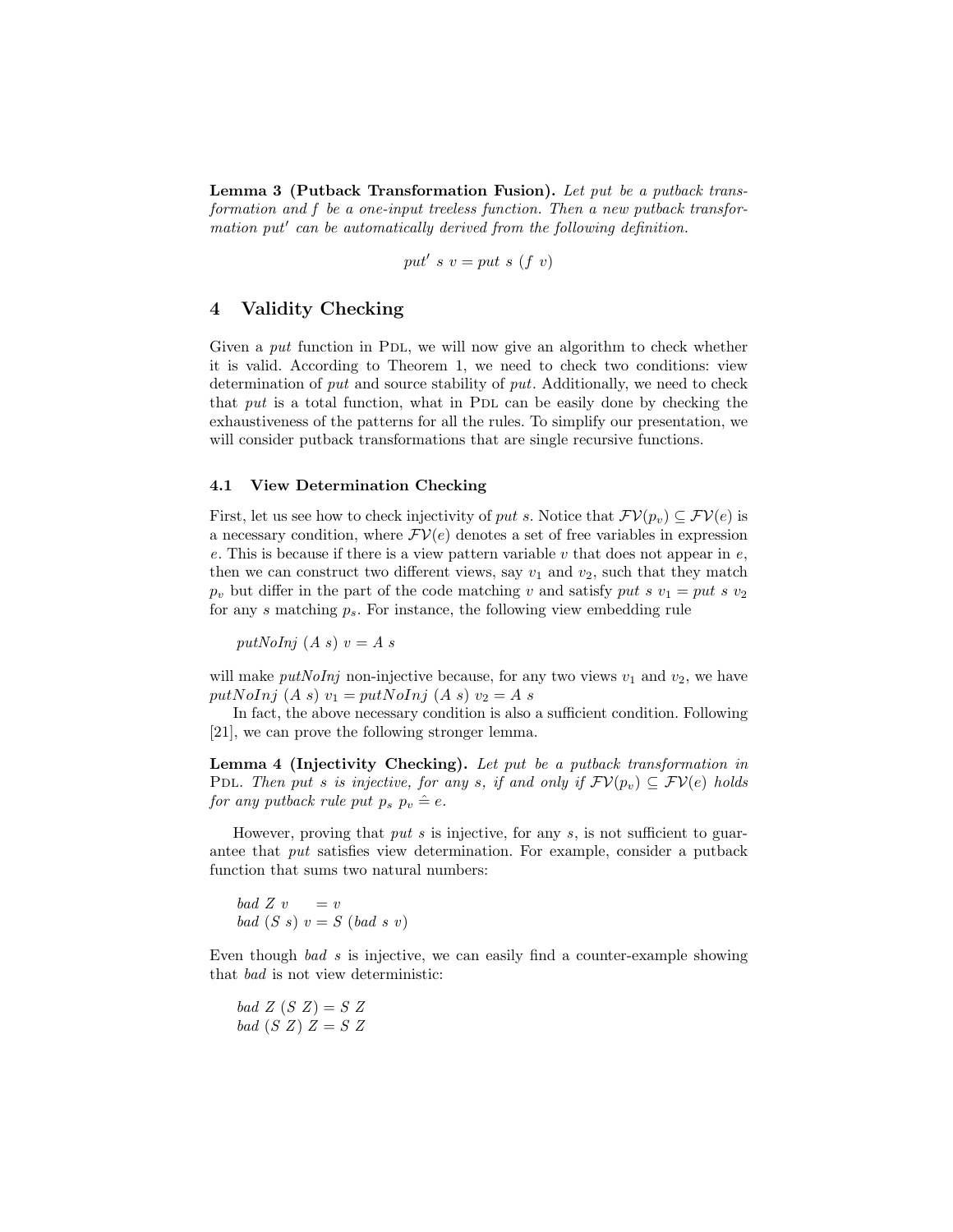**Lemma 3 (Putback Transformation Fusion).** *Let put be a putback transformation and f be a one-input treeless function. Then a new putback transformation put′ can be automatically derived from the following definition.*

$$put'\ s\ v = put\ s\ (f\ v)$$

## 4 Validity Checking

Given a *put* function in PDL, we will now give an algorithm to check whether it is valid. According to Theorem 1, we need to check two conditions: view determination of *put* and source stability of *put*. Additionally, we need to check that *put* is a total function, what in PDL can be easily done by checking the exhaustiveness of the patterns for all the rules. To simplify our presentation, we will consider putback transformations that are single recursive functions.

### 4.1 View Determination Checking

First, let us see how to check injectivity of *put s*. Notice that $\mathcal{FV}(p_v) \subseteq \mathcal{FV}(e)$ is a necessary condition, where $\mathcal{FV}(e)$ denotes a set of free variables in expression $e$. This is because if there is a view pattern variable $v$ that does not appear in $e$, then we can construct two different views, say $v_1$ and $v_2$, such that they match $p_v$ but differ in the part of the code matching $v$ and satisfy $put\ s\ v_1 = put\ s\ v_2$ for any $s$ matching $p_s$. For instance, the following view embedding rule

```
putNoInj (A s) v = A s
```

will make *putNoInj* non-injective because, for any two views $v_1$ and $v_2$, we have $putNoInj\ (A\ s)\ v_1 = putNoInj\ (A\ s)\ v_2 = A\ s$

In fact, the above necessary condition is also a sufficient condition. Following [21], we can prove the following stronger lemma.

**Lemma 4 (Injectivity Checking).** *Let put be a putback transformation in* PDL. *Then put s is injective, for any s, if and only if* $\mathcal{FV}(p_v) \subseteq \mathcal{FV}(e)$ *holds for any putback rule* $put\ p_s\ p_v \mathrel{\hat{=}} e$.

However, proving that *put s* is injective, for any *s*, is not sufficient to guarantee that *put* satisfies view determination. For example, consider a putback function that sums two natural numbers:

```
bad Z v     = v
bad (S s) v = S (bad s v)
```

Even though *bad s* is injective, we can easily find a counter-example showing that *bad* is not view deterministic:

```
bad Z (S Z) = S Z
bad (S Z) Z = S Z
```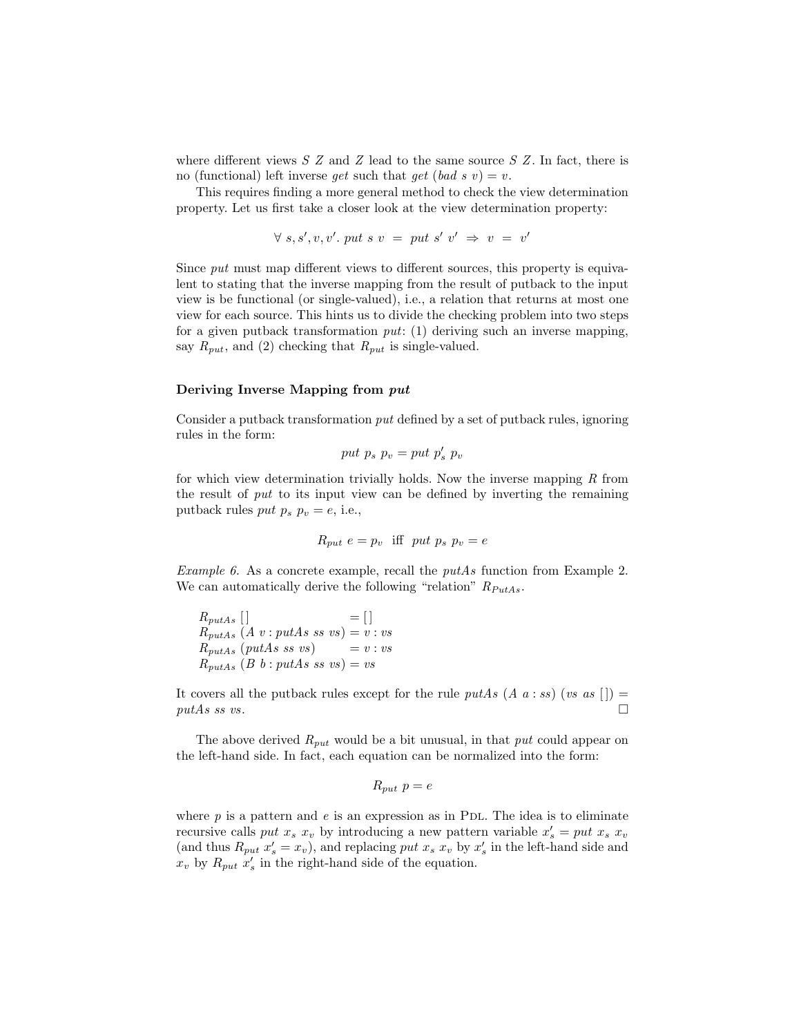where different views $S\ Z$ and $Z$ lead to the same source $S\ Z$. In fact, there is no (functional) left inverse *get* such that $get\ (bad\ s\ v) = v$.

This requires finding a more general method to check the view determination property. Let us first take a closer look at the view determination property:

$$\forall\ s, s', v, v'.\ put\ s\ v\ =\ put\ s'\ v'\ \Rightarrow\ v\ =\ v'$$

Since *put* must map different views to different sources, this property is equivalent to stating that the inverse mapping from the result of putback to the input view is be functional (or single-valued), i.e., a relation that returns at most one view for each source. This hints us to divide the checking problem into two steps for a given putback transformation *put*: (1) deriving such an inverse mapping, say $R_{put}$, and (2) checking that $R_{put}$ is single-valued.

#### Deriving Inverse Mapping from *put*

Consider a putback transformation *put* defined by a set of putback rules, ignoring rules in the form:

$$put\ p_s\ p_v = put\ p'_s\ p_v$$

for which view determination trivially holds. Now the inverse mapping $R$ from the result of *put* to its input view can be defined by inverting the remaining putback rules $put\ p_s\ p_v = e$, i.e.,

$$R_{put}\ e = p_v \ \text{ iff }\ put\ p_s\ p_v = e$$

*Example 6.* As a concrete example, recall the *putAs* function from Example 2. We can automatically derive the following "relation" $R_{PutAs}$.

$$
\begin{array}{ll}
R_{putAs}\ [\,] & = [\,] \\
R_{putAs}\ (A\ v : putAs\ ss\ vs) & = v : vs \\
R_{putAs}\ (putAs\ ss\ vs) & = v : vs \\
R_{putAs}\ (B\ b : putAs\ ss\ vs) & = vs
\end{array}
$$

It covers all the putback rules except for the rule $putAs\ (A\ a : ss)\ (vs\ as\ [\,]) = putAs\ ss\ vs$. □

The above derived $R_{put}$ would be a bit unusual, in that *put* could appear on the left-hand side. In fact, each equation can be normalized into the form:

$$R_{put}\ p = e$$

where $p$ is a pattern and $e$ is an expression as in PDL. The idea is to eliminate recursive calls $put\ x_s\ x_v$ by introducing a new pattern variable $x'_s = put\ x_s\ x_v$ (and thus $R_{put}\ x'_s = x_v$), and replacing $put\ x_s\ x_v$ by $x'_s$ in the left-hand side and $x_v$ by $R_{put}\ x'_s$ in the right-hand side of the equation.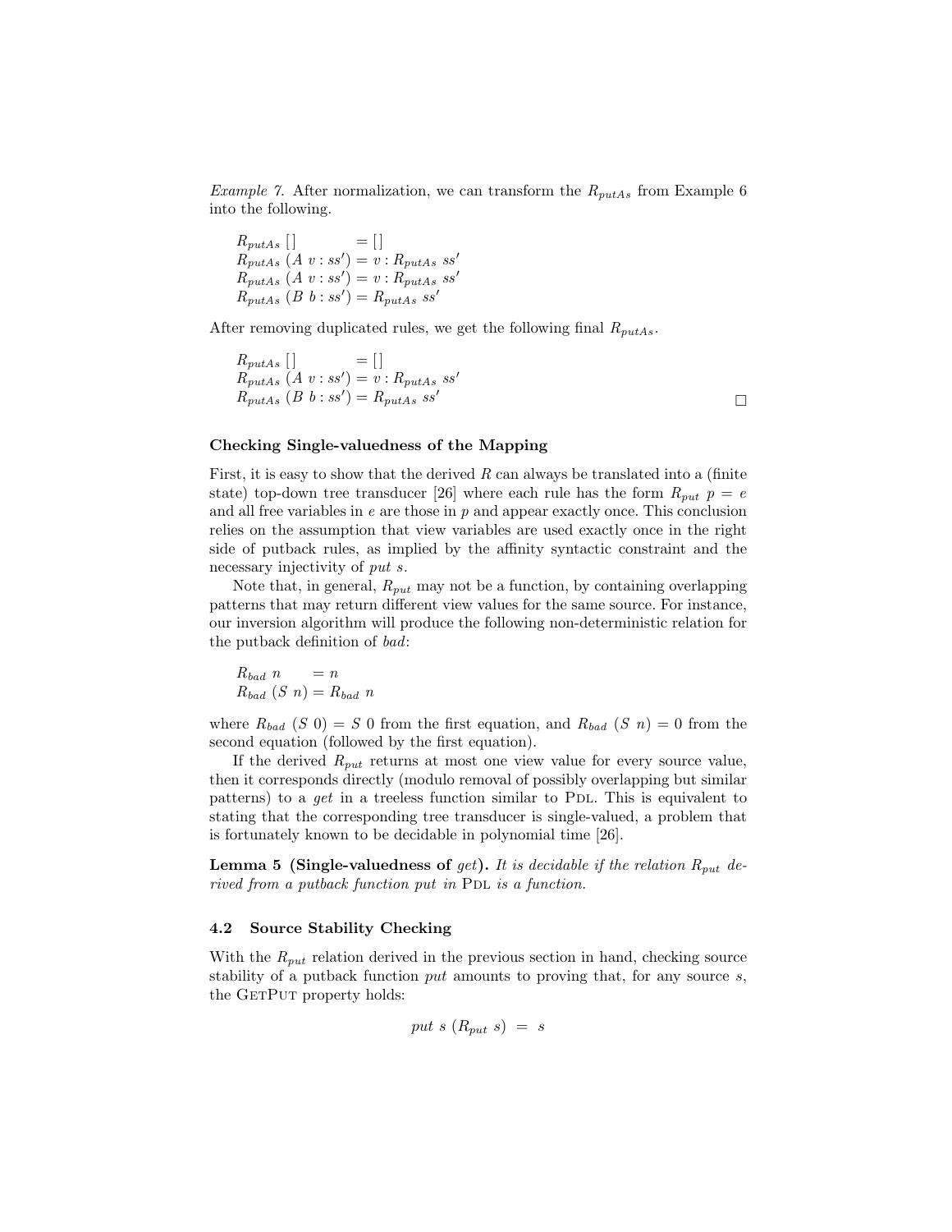*Example 7.* After normalization, we can transform the $R_{putAs}$ from Example 6 into the following.

$$
\begin{array}{l}
R_{putAs}\ [\,] \qquad\qquad = [\,] \\
R_{putAs}\ (A\ v : ss') = v : R_{putAs}\ ss' \\
R_{putAs}\ (A\ v : ss') = v : R_{putAs}\ ss' \\
R_{putAs}\ (B\ b : ss') = R_{putAs}\ ss'
\end{array}
$$

After removing duplicated rules, we get the following final $R_{putAs}$.

$$
\begin{array}{l}
R_{putAs}\ [\,] \qquad\qquad = [\,] \\
R_{putAs}\ (A\ v : ss') = v : R_{putAs}\ ss' \\
R_{putAs}\ (B\ b : ss') = R_{putAs}\ ss'
\end{array}
$$

□

#### Checking Single-valuedness of the Mapping

First, it is easy to show that the derived $R$ can always be translated into a (finite state) top-down tree transducer [26] where each rule has the form $R_{put}\ p = e$ and all free variables in $e$ are those in $p$ and appear exactly once. This conclusion relies on the assumption that view variables are used exactly once in the right side of putback rules, as implied by the affinity syntactic constraint and the necessary injectivity of *put s*.

Note that, in general, $R_{put}$ may not be a function, by containing overlapping patterns that may return different view values for the same source. For instance, our inversion algorithm will produce the following non-deterministic relation for the putback definition of *bad*:

$$
\begin{array}{l}
R_{bad}\ n \qquad = n \\
R_{bad}\ (S\ n) = R_{bad}\ n
\end{array}
$$

where $R_{bad}\ (S\ 0) = S\ 0$ from the first equation, and $R_{bad}\ (S\ n) = 0$ from the second equation (followed by the first equation).

If the derived $R_{put}$ returns at most one view value for every source value, then it corresponds directly (modulo removal of possibly overlapping but similar patterns) to a *get* in a treeless function similar to PDL. This is equivalent to stating that the corresponding tree transducer is single-valued, a problem that is fortunately known to be decidable in polynomial time [26].

**Lemma 5 (Single-valuedness of *get*).** *It is decidable if the relation $R_{put}$ derived from a putback function put in* PDL *is a function.*

### 4.2 Source Stability Checking

With the $R_{put}$ relation derived in the previous section in hand, checking source stability of a putback function *put* amounts to proving that, for any source $s$, the GETPUT property holds:

$$put\ s\ (R_{put}\ s) \ = \ s$$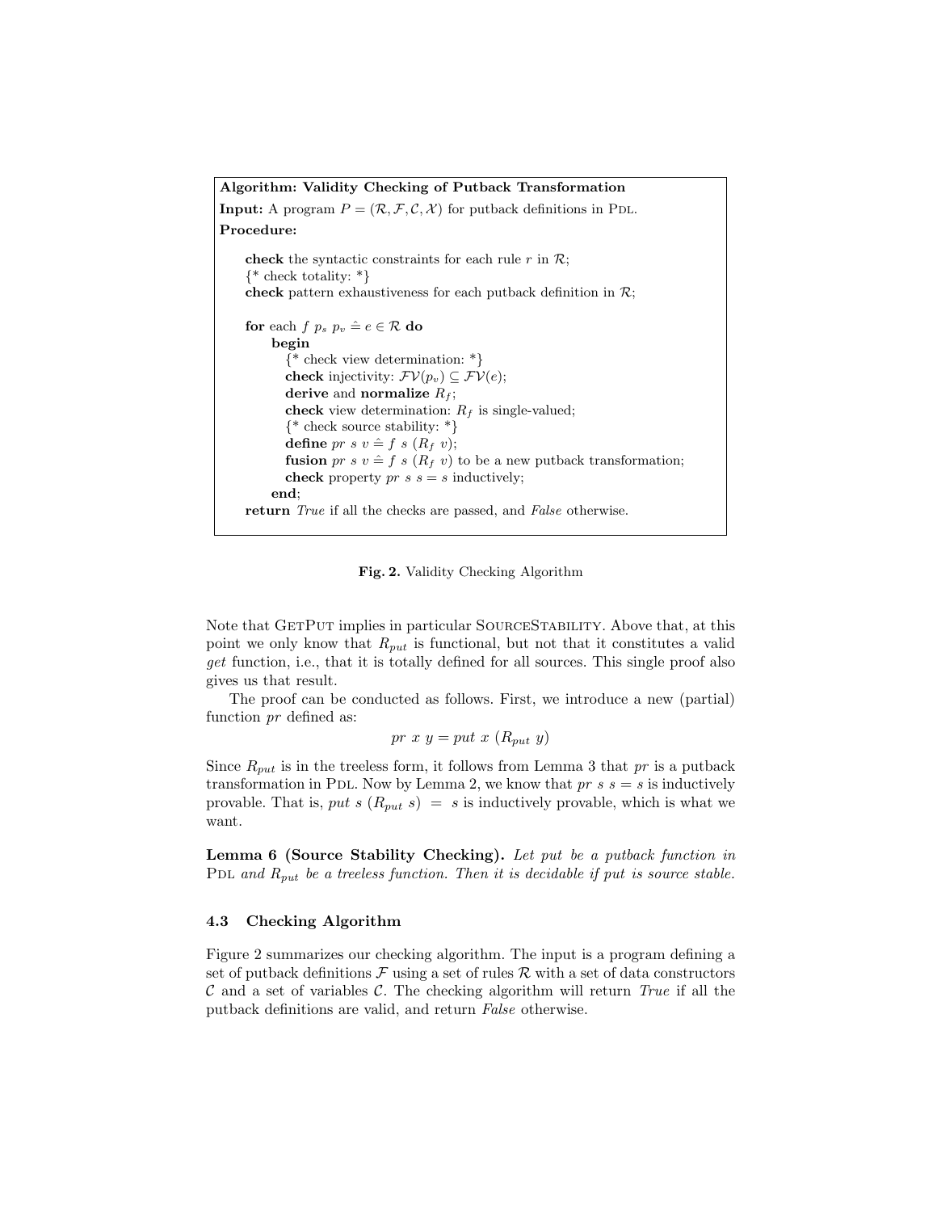```
Algorithm: Validity Checking of Putback Transformation
Input: A program P = (R, F, C, X) for putback definitions in PDL.
Procedure:

    check the syntactic constraints for each rule r in R;
    {* check totality: *}
    check pattern exhaustiveness for each putback definition in R;

    for each f p_s p_v ≙ e ∈ R do
        begin
            {* check view determination: *}
            check injectivity: FV(p_v) ⊆ FV(e);
            derive and normalize R_f;
            check view determination: R_f is single-valued;
            {* check source stability: *}
            define pr s v ≙ f s (R_f v);
            fusion pr s v ≙ f s (R_f v) to be a new putback transformation;
            check property pr s s = s inductively;
        end;
    return True if all the checks are passed, and False otherwise.
```

**Fig. 2.** Validity Checking Algorithm

Note that GetPut implies in particular SourceStability. Above that, at this point we only know that $R_{put}$ is functional, but not that it constitutes a valid *get* function, i.e., that it is totally defined for all sources. This single proof also gives us that result.

The proof can be conducted as follows. First, we introduce a new (partial) function *pr* defined as:

$$pr\ x\ y = put\ x\ (R_{put}\ y)$$

Since $R_{put}$ is in the treeless form, it follows from Lemma 3 that *pr* is a putback transformation in Pdl. Now by Lemma 2, we know that $pr\ s\ s = s$ is inductively provable. That is, $put\ s\ (R_{put}\ s) = s$ is inductively provable, which is what we want.

**Lemma 6 (Source Stability Checking).** *Let put be a putback function in* Pdl *and* $R_{put}$ *be a treeless function. Then it is decidable if put is source stable.*

### 4.3 Checking Algorithm

Figure 2 summarizes our checking algorithm. The input is a program defining a set of putback definitions $\mathcal{F}$ using a set of rules $\mathcal{R}$ with a set of data constructors $\mathcal{C}$ and a set of variables $\mathcal{C}$. The checking algorithm will return *True* if all the putback definitions are valid, and return *False* otherwise.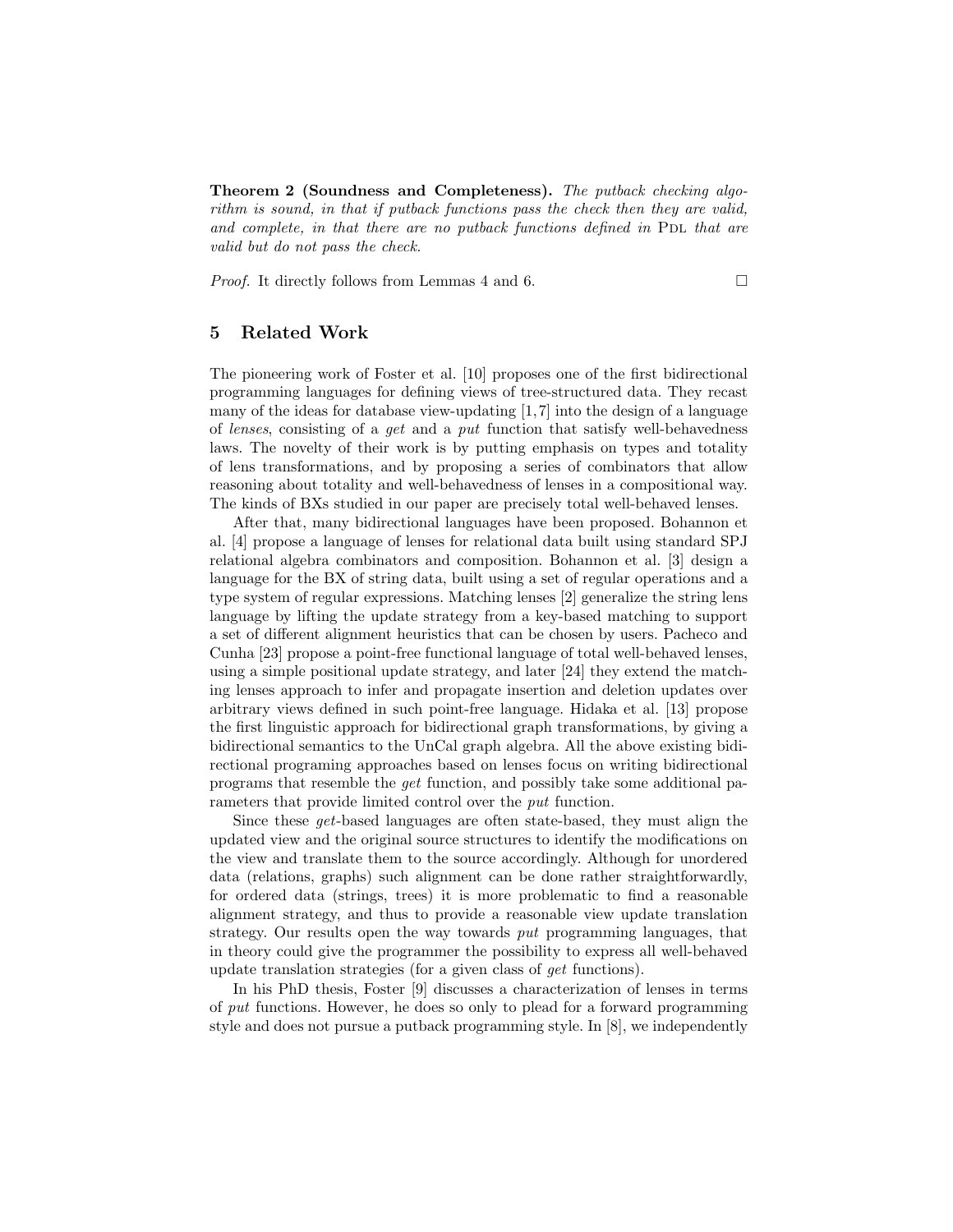**Theorem 2 (Soundness and Completeness).** *The putback checking algorithm is sound, in that if putback functions pass the check then they are valid, and complete, in that there are no putback functions defined in* PDL *that are valid but do not pass the check.*

*Proof.* It directly follows from Lemmas 4 and 6. □

## 5 Related Work

The pioneering work of Foster et al. [10] proposes one of the first bidirectional programming languages for defining views of tree-structured data. They recast many of the ideas for database view-updating [1,7] into the design of a language of *lenses*, consisting of a *get* and a *put* function that satisfy well-behavedness laws. The novelty of their work is by putting emphasis on types and totality of lens transformations, and by proposing a series of combinators that allow reasoning about totality and well-behavedness of lenses in a compositional way. The kinds of BXs studied in our paper are precisely total well-behaved lenses.

After that, many bidirectional languages have been proposed. Bohannon et al. [4] propose a language of lenses for relational data built using standard SPJ relational algebra combinators and composition. Bohannon et al. [3] design a language for the BX of string data, built using a set of regular operations and a type system of regular expressions. Matching lenses [2] generalize the string lens language by lifting the update strategy from a key-based matching to support a set of different alignment heuristics that can be chosen by users. Pacheco and Cunha [23] propose a point-free functional language of total well-behaved lenses, using a simple positional update strategy, and later [24] they extend the matching lenses approach to infer and propagate insertion and deletion updates over arbitrary views defined in such point-free language. Hidaka et al. [13] propose the first linguistic approach for bidirectional graph transformations, by giving a bidirectional semantics to the UnCal graph algebra. All the above existing bidirectional programing approaches based on lenses focus on writing bidirectional programs that resemble the *get* function, and possibly take some additional parameters that provide limited control over the *put* function.

Since these *get*-based languages are often state-based, they must align the updated view and the original source structures to identify the modifications on the view and translate them to the source accordingly. Although for unordered data (relations, graphs) such alignment can be done rather straightforwardly, for ordered data (strings, trees) it is more problematic to find a reasonable alignment strategy, and thus to provide a reasonable view update translation strategy. Our results open the way towards *put* programming languages, that in theory could give the programmer the possibility to express all well-behaved update translation strategies (for a given class of *get* functions).

In his PhD thesis, Foster [9] discusses a characterization of lenses in terms of *put* functions. However, he does so only to plead for a forward programming style and does not pursue a putback programming style. In [8], we independently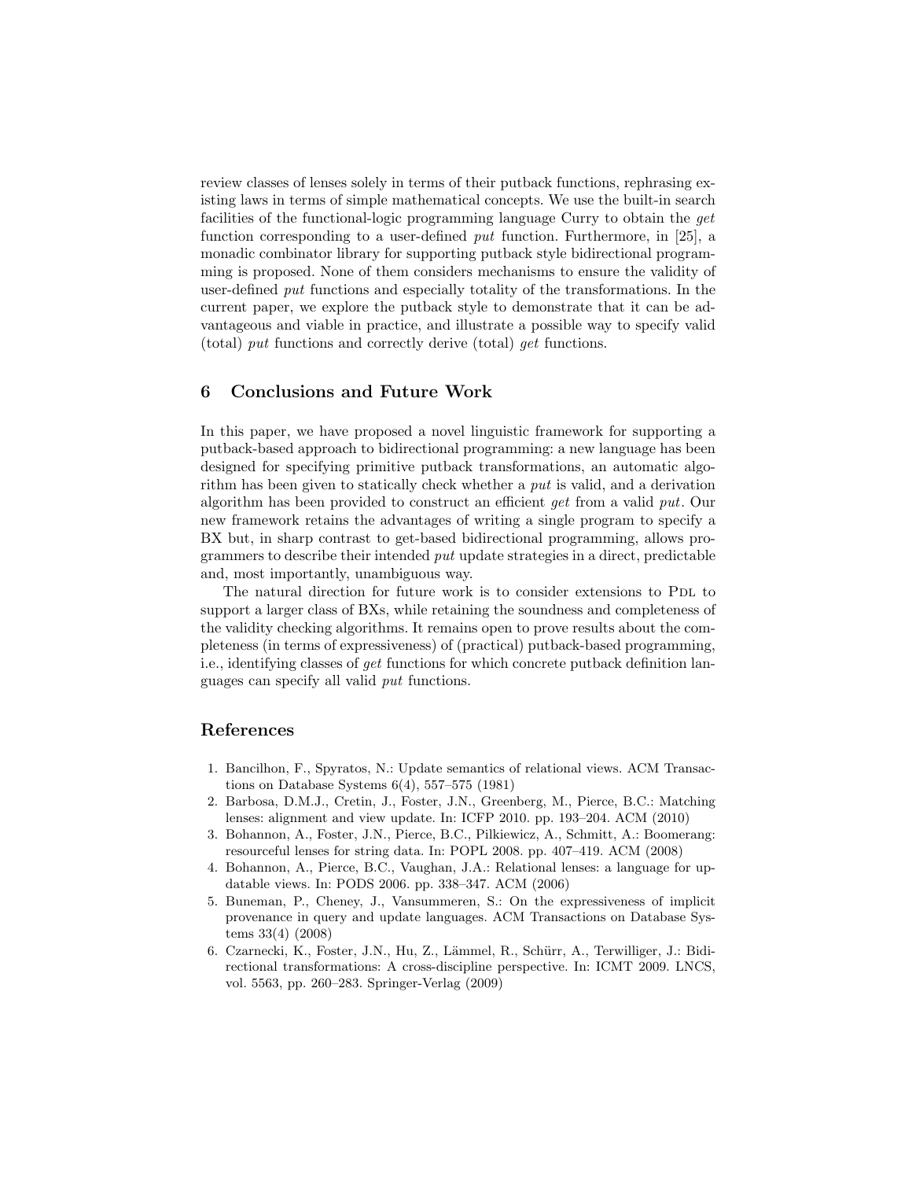review classes of lenses solely in terms of their putback functions, rephrasing existing laws in terms of simple mathematical concepts. We use the built-in search facilities of the functional-logic programming language Curry to obtain the *get* function corresponding to a user-defined *put* function. Furthermore, in [25], a monadic combinator library for supporting putback style bidirectional programming is proposed. None of them considers mechanisms to ensure the validity of user-defined *put* functions and especially totality of the transformations. In the current paper, we explore the putback style to demonstrate that it can be advantageous and viable in practice, and illustrate a possible way to specify valid (total) *put* functions and correctly derive (total) *get* functions.

## 6 Conclusions and Future Work

In this paper, we have proposed a novel linguistic framework for supporting a putback-based approach to bidirectional programming: a new language has been designed for specifying primitive putback transformations, an automatic algorithm has been given to statically check whether a *put* is valid, and a derivation algorithm has been provided to construct an efficient *get* from a valid *put*. Our new framework retains the advantages of writing a single program to specify a BX but, in sharp contrast to get-based bidirectional programming, allows programmers to describe their intended *put* update strategies in a direct, predictable and, most importantly, unambiguous way.

The natural direction for future work is to consider extensions to PDL to support a larger class of BXs, while retaining the soundness and completeness of the validity checking algorithms. It remains open to prove results about the completeness (in terms of expressiveness) of (practical) putback-based programming, i.e., identifying classes of *get* functions for which concrete putback definition languages can specify all valid *put* functions.

## References

1. Bancilhon, F., Spyratos, N.: Update semantics of relational views. ACM Transactions on Database Systems 6(4), 557–575 (1981)
2. Barbosa, D.M.J., Cretin, J., Foster, J.N., Greenberg, M., Pierce, B.C.: Matching lenses: alignment and view update. In: ICFP 2010. pp. 193–204. ACM (2010)
3. Bohannon, A., Foster, J.N., Pierce, B.C., Pilkiewicz, A., Schmitt, A.: Boomerang: resourceful lenses for string data. In: POPL 2008. pp. 407–419. ACM (2008)
4. Bohannon, A., Pierce, B.C., Vaughan, J.A.: Relational lenses: a language for updatable views. In: PODS 2006. pp. 338–347. ACM (2006)
5. Buneman, P., Cheney, J., Vansummeren, S.: On the expressiveness of implicit provenance in query and update languages. ACM Transactions on Database Systems 33(4) (2008)
6. Czarnecki, K., Foster, J.N., Hu, Z., Lämmel, R., Schürr, A., Terwilliger, J.: Bidirectional transformations: A cross-discipline perspective. In: ICMT 2009. LNCS, vol. 5563, pp. 260–283. Springer-Verlag (2009)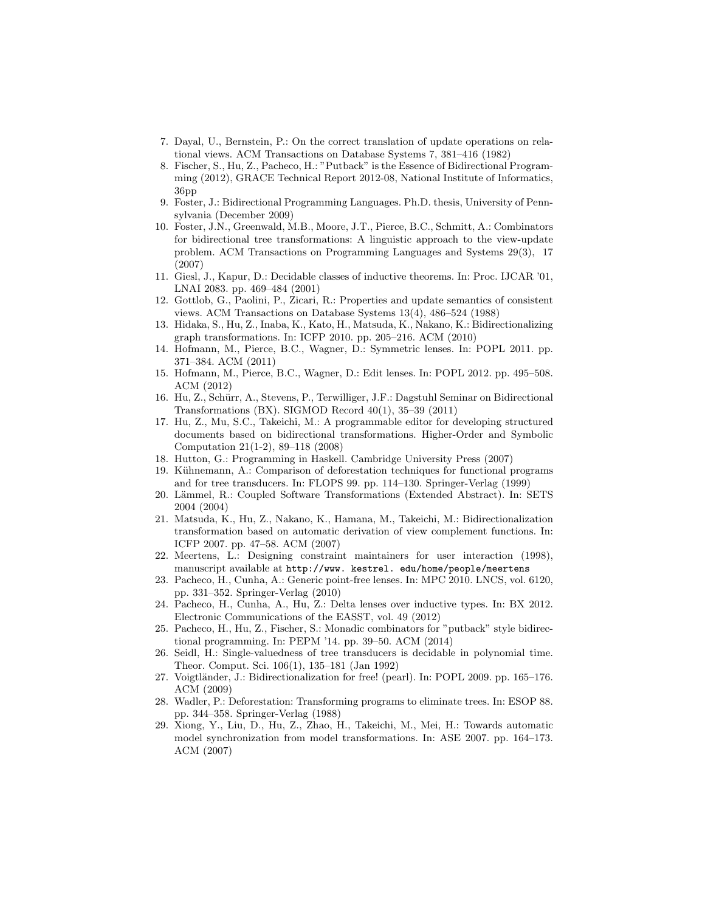7. Dayal, U., Bernstein, P.: On the correct translation of update operations on relational views. ACM Transactions on Database Systems 7, 381–416 (1982)
8. Fischer, S., Hu, Z., Pacheco, H.: "Putback" is the Essence of Bidirectional Programming (2012), GRACE Technical Report 2012-08, National Institute of Informatics, 36pp
9. Foster, J.: Bidirectional Programming Languages. Ph.D. thesis, University of Pennsylvania (December 2009)
10. Foster, J.N., Greenwald, M.B., Moore, J.T., Pierce, B.C., Schmitt, A.: Combinators for bidirectional tree transformations: A linguistic approach to the view-update problem. ACM Transactions on Programming Languages and Systems 29(3), 17 (2007)
11. Giesl, J., Kapur, D.: Decidable classes of inductive theorems. In: Proc. IJCAR '01, LNAI 2083. pp. 469–484 (2001)
12. Gottlob, G., Paolini, P., Zicari, R.: Properties and update semantics of consistent views. ACM Transactions on Database Systems 13(4), 486–524 (1988)
13. Hidaka, S., Hu, Z., Inaba, K., Kato, H., Matsuda, K., Nakano, K.: Bidirectionalizing graph transformations. In: ICFP 2010. pp. 205–216. ACM (2010)
14. Hofmann, M., Pierce, B.C., Wagner, D.: Symmetric lenses. In: POPL 2011. pp. 371–384. ACM (2011)
15. Hofmann, M., Pierce, B.C., Wagner, D.: Edit lenses. In: POPL 2012. pp. 495–508. ACM (2012)
16. Hu, Z., Schürr, A., Stevens, P., Terwilliger, J.F.: Dagstuhl Seminar on Bidirectional Transformations (BX). SIGMOD Record 40(1), 35–39 (2011)
17. Hu, Z., Mu, S.C., Takeichi, M.: A programmable editor for developing structured documents based on bidirectional transformations. Higher-Order and Symbolic Computation 21(1-2), 89–118 (2008)
18. Hutton, G.: Programming in Haskell. Cambridge University Press (2007)
19. Kühnemann, A.: Comparison of deforestation techniques for functional programs and for tree transducers. In: FLOPS 99. pp. 114–130. Springer-Verlag (1999)
20. Lämmel, R.: Coupled Software Transformations (Extended Abstract). In: SETS 2004 (2004)
21. Matsuda, K., Hu, Z., Nakano, K., Hamana, M., Takeichi, M.: Bidirectionalization transformation based on automatic derivation of view complement functions. In: ICFP 2007. pp. 47–58. ACM (2007)
22. Meertens, L.: Designing constraint maintainers for user interaction (1998), manuscript available at `http://www. kestrel. edu/home/people/meertens`
23. Pacheco, H., Cunha, A.: Generic point-free lenses. In: MPC 2010. LNCS, vol. 6120, pp. 331–352. Springer-Verlag (2010)
24. Pacheco, H., Cunha, A., Hu, Z.: Delta lenses over inductive types. In: BX 2012. Electronic Communications of the EASST, vol. 49 (2012)
25. Pacheco, H., Hu, Z., Fischer, S.: Monadic combinators for "putback" style bidirectional programming. In: PEPM '14. pp. 39–50. ACM (2014)
26. Seidl, H.: Single-valuedness of tree transducers is decidable in polynomial time. Theor. Comput. Sci. 106(1), 135–181 (Jan 1992)
27. Voigtländer, J.: Bidirectionalization for free! (pearl). In: POPL 2009. pp. 165–176. ACM (2009)
28. Wadler, P.: Deforestation: Transforming programs to eliminate trees. In: ESOP 88. pp. 344–358. Springer-Verlag (1988)
29. Xiong, Y., Liu, D., Hu, Z., Zhao, H., Takeichi, M., Mei, H.: Towards automatic model synchronization from model transformations. In: ASE 2007. pp. 164–173. ACM (2007)